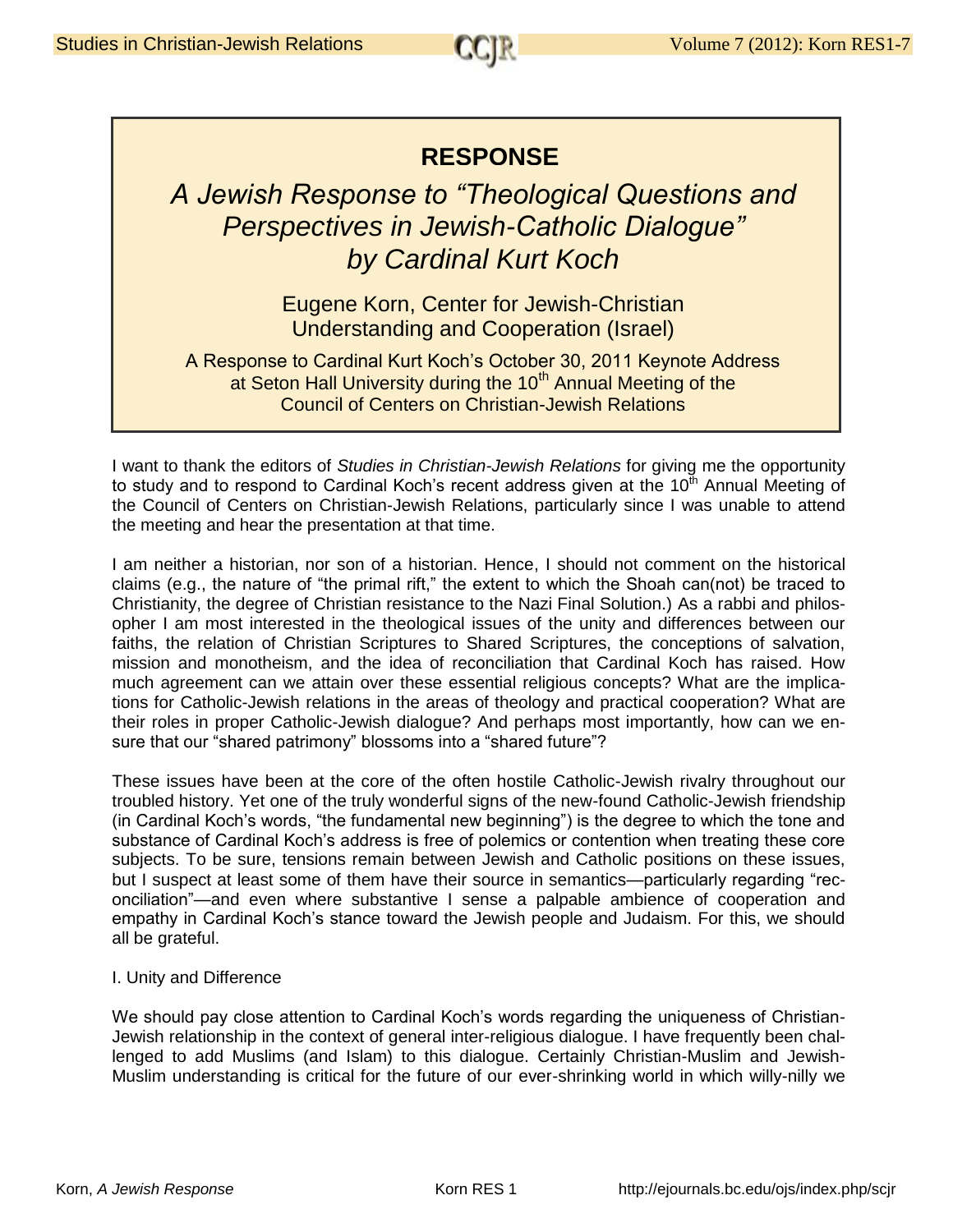# RESPONSE

## *A Jewish Response to "Theological Questions and Perspectives in Jewish-Catholic Dialogue" by Cardinal Kurt Koch*

Eugene Korn, Center for Jewish-Christian Understanding and Cooperation (Israel)

A Response to Cardinal Kurt Koch's October 30, 2011 Keynote Address at Seton Hall University during the 10th Annual Meeting of the Council of Centers on Christian-Jewish Relations

I want to thank the editors of *Studies in Christian-Jewish Relations* for giving me the opportunity to study and to respond to Cardinal Koch's recent address given at the 10th Annual Meeting of the Council of Centers on Christian-Jewish Relations, particularly since I was unable to attend the meeting and hear the presentation at that time.

I am neither a historian, nor son of a historian. Hence, I should not comment on the historical claims (e.g., the nature of "the primal rift," the extent to which the Shoah can(not) be traced to Christianity, the degree of Christian resistance to the Nazi Final Solution.) As a rabbi and philosopher I am most interested in the theological issues of the unity and differences between our faiths, the relation of Christian Scriptures to Shared Scriptures, the conceptions of salvation, mission and monotheism, and the idea of reconciliation that Cardinal Koch has raised. How much agreement can we attain over these essential religious concepts? What are the implications for Catholic-Jewish relations in the areas of theology and practical cooperation? What are their roles in proper Catholic-Jewish dialogue? And perhaps most importantly, how can we ensure that our "shared patrimony" blossoms into a "shared future"?

These issues have been at the core of the often hostile Catholic-Jewish rivalry throughout our troubled history. Yet one of the truly wonderful signs of the new-found Catholic-Jewish friendship (in Cardinal Koch's words, "the fundamental new beginning") is the degree to which the tone and substance of Cardinal Koch's address is free of polemics or contention when treating these core subjects. To be sure, tensions remain between Jewish and Catholic positions on these issues, but I suspect at least some of them have their source in semantics—particularly regarding "reconciliation"—and even where substantive I sense a palpable ambience of cooperation and empathy in Cardinal Koch's stance toward the Jewish people and Judaism. For this, we should all be grateful.

### I. Unity and Difference

We should pay close attention to Cardinal Koch's words regarding the uniqueness of Christian-Jewish relationship in the context of general inter-religious dialogue. I have frequently been challenged to add Muslims (and Islam) to this dialogue. Certainly Christian-Muslim and Jewish-Muslim understanding is critical for the future of our ever-shrinking world in which willy-nilly we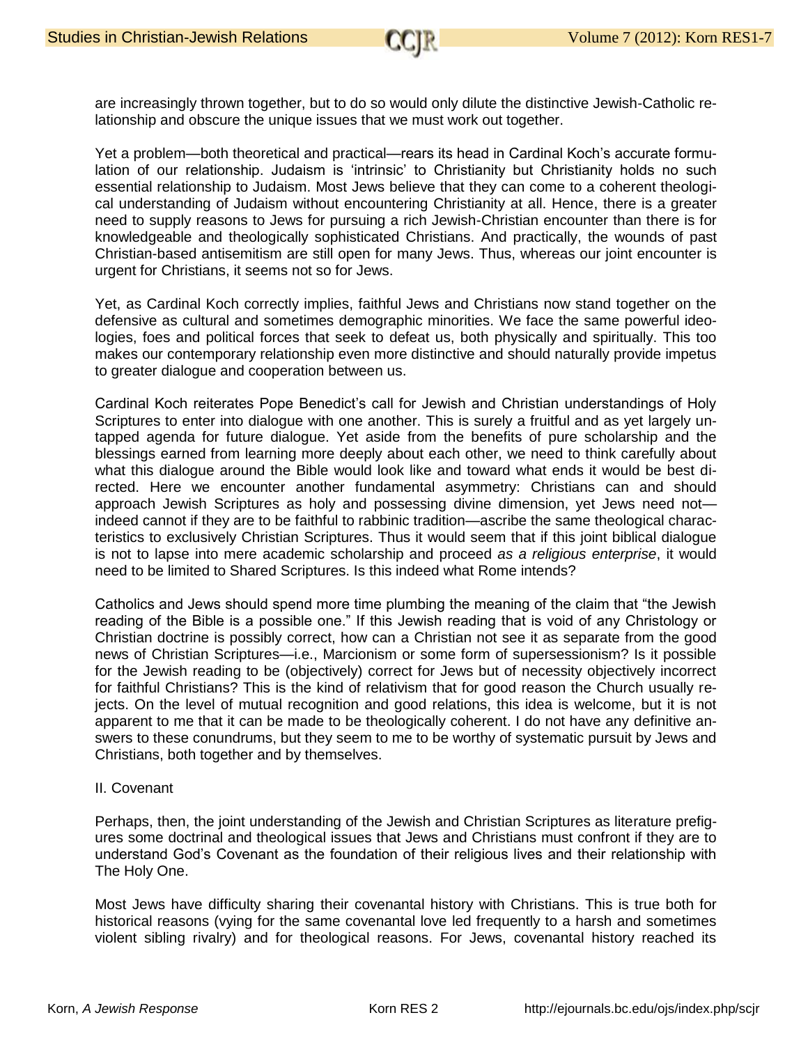are increasingly thrown together, but to do so would only dilute the distinctive Jewish-Catholic relationship and obscure the unique issues that we must work out together.

Yet a problem—both theoretical and practical—rears its head in Cardinal Koch's accurate formulation of our relationship. Judaism is 'intrinsic' to Christianity but Christianity holds no such essential relationship to Judaism. Most Jews believe that they can come to a coherent theological understanding of Judaism without encountering Christianity at all. Hence, there is a greater need to supply reasons to Jews for pursuing a rich Jewish-Christian encounter than there is for knowledgeable and theologically sophisticated Christians. And practically, the wounds of past Christian-based antisemitism are still open for many Jews. Thus, whereas our joint encounter is urgent for Christians, it seems not so for Jews.

Yet, as Cardinal Koch correctly implies, faithful Jews and Christians now stand together on the defensive as cultural and sometimes demographic minorities. We face the same powerful ideologies, foes and political forces that seek to defeat us, both physically and spiritually. This too makes our contemporary relationship even more distinctive and should naturally provide impetus to greater dialogue and cooperation between us.

Cardinal Koch reiterates Pope Benedict's call for Jewish and Christian understandings of Holy Scriptures to enter into dialogue with one another. This is surely a fruitful and as yet largely untapped agenda for future dialogue. Yet aside from the benefits of pure scholarship and the blessings earned from learning more deeply about each other, we need to think carefully about what this dialogue around the Bible would look like and toward what ends it would be best directed. Here we encounter another fundamental asymmetry: Christians can and should approach Jewish Scriptures as holy and possessing divine dimension, yet Jews need not—indeed cannot if they are to be faithful to rabbinic tradition—ascribe the same theological characteristics to exclusively Christian Scriptures. Thus it would seem that if this joint biblical dialogue is not to lapse into mere academic scholarship and proceed *as a religious enterprise*, it would need to be limited to Shared Scriptures. Is this indeed what Rome intends?

Catholics and Jews should spend more time plumbing the meaning of the claim that "the Jewish reading of the Bible is a possible one." If this Jewish reading that is void of any Christology or Christian doctrine is possibly correct, how can a Christian not see it as separate from the good news of Christian Scriptures—i.e., Marcionism or some form of supersessionism? Is it possible for the Jewish reading to be (objectively) correct for Jews but of necessity objectively incorrect for faithful Christians? This is the kind of relativism that for good reason the Church usually rejects. On the level of mutual recognition and good relations, this idea is welcome, but it is not apparent to me that it can be made to be theologically coherent. I do not have any definitive answers to these conundrums, but they seem to me to be worthy of systematic pursuit by Jews and Christians, both together and by themselves.

## II. Covenant

Perhaps, then, the joint understanding of the Jewish and Christian Scriptures as literature prefigures some doctrinal and theological issues that Jews and Christians must confront if they are to understand God's Covenant as the foundation of their religious lives and their relationship with The Holy One.

Most Jews have difficulty sharing their covenantal history with Christians. This is true both for historical reasons (vying for the same covenantal love led frequently to a harsh and sometimes violent sibling rivalry) and for theological reasons. For Jews, covenantal history reached its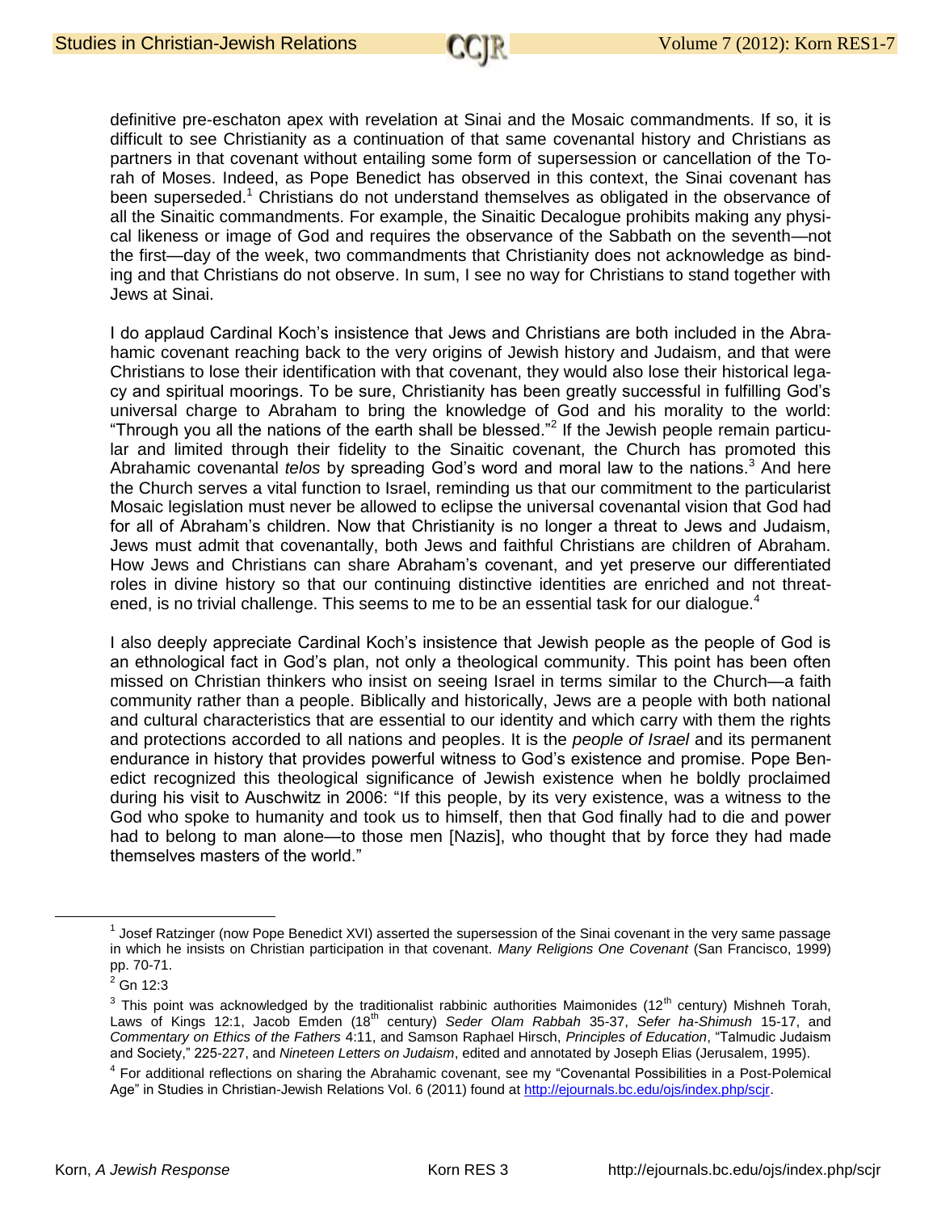definitive pre-eschaton apex with revelation at Sinai and the Mosaic commandments. If so, it is difficult to see Christianity as a continuation of that same covenantal history and Christians as partners in that covenant without entailing some form of supersession or cancellation of the Torah of Moses. Indeed, as Pope Benedict has observed in this context, the Sinai covenant has been superseded.[1] Christians do not understand themselves as obligated in the observance of all the Sinaitic commandments. For example, the Sinaitic Decalogue prohibits making any physical likeness or image of God and requires the observance of the Sabbath on the seventh—not the first—day of the week, two commandments that Christianity does not acknowledge as binding and that Christians do not observe. In sum, I see no way for Christians to stand together with Jews at Sinai.

I do applaud Cardinal Koch's insistence that Jews and Christians are both included in the Abrahamic covenant reaching back to the very origins of Jewish history and Judaism, and that were Christians to lose their identification with that covenant, they would also lose their historical legacy and spiritual moorings. To be sure, Christianity has been greatly successful in fulfilling God's universal charge to Abraham to bring the knowledge of God and his morality to the world: "Through you all the nations of the earth shall be blessed."[2] If the Jewish people remain particular and limited through their fidelity to the Sinaitic covenant, the Church has promoted this Abrahamic covenantal *telos* by spreading God's word and moral law to the nations.[3] And here the Church serves a vital function to Israel, reminding us that our commitment to the particularist Mosaic legislation must never be allowed to eclipse the universal covenantal vision that God had for all of Abraham's children. Now that Christianity is no longer a threat to Jews and Judaism, Jews must admit that covenantally, both Jews and faithful Christians are children of Abraham. How Jews and Christians can share Abraham's covenant, and yet preserve our differentiated roles in divine history so that our continuing distinctive identities are enriched and not threatened, is no trivial challenge. This seems to me to be an essential task for our dialogue.[4]

I also deeply appreciate Cardinal Koch's insistence that Jewish people as the people of God is an ethnological fact in God's plan, not only a theological community. This point has been often missed on Christian thinkers who insist on seeing Israel in terms similar to the Church—a faith community rather than a people. Biblically and historically, Jews are a people with both national and cultural characteristics that are essential to our identity and which carry with them the rights and protections accorded to all nations and peoples. It is the *people of Israel* and its permanent endurance in history that provides powerful witness to God's existence and promise. Pope Benedict recognized this theological significance of Jewish existence when he boldly proclaimed during his visit to Auschwitz in 2006: "If this people, by its very existence, was a witness to the God who spoke to humanity and took us to himself, then that God finally had to die and power had to belong to man alone—to those men [Nazis], who thought that by force they had made themselves masters of the world."

---

[1] Josef Ratzinger (now Pope Benedict XVI) asserted the supersession of the Sinai covenant in the very same passage in which he insists on Christian participation in that covenant. *Many Religions One Covenant* (San Francisco, 1999) pp. 70-71.

[2] Gn 12:3

[3] This point was acknowledged by the traditionalist rabbinic authorities Maimonides (12th century) Mishneh Torah, Laws of Kings 12:1, Jacob Emden (18th century) *Seder Olam Rabbah* 35-37, *Sefer ha-Shimush* 15-17, and *Commentary on Ethics of the Fathers* 4:11, and Samson Raphael Hirsch, *Principles of Education*, "Talmudic Judaism and Society," 225-227, and *Nineteen Letters on Judaism*, edited and annotated by Joseph Elias (Jerusalem, 1995).

[4] For additional reflections on sharing the Abrahamic covenant, see my "Covenantal Possibilities in a Post-Polemical Age" in Studies in Christian-Jewish Relations Vol. 6 (2011) found at http://ejournals.bc.edu/ojs/index.php/scjr.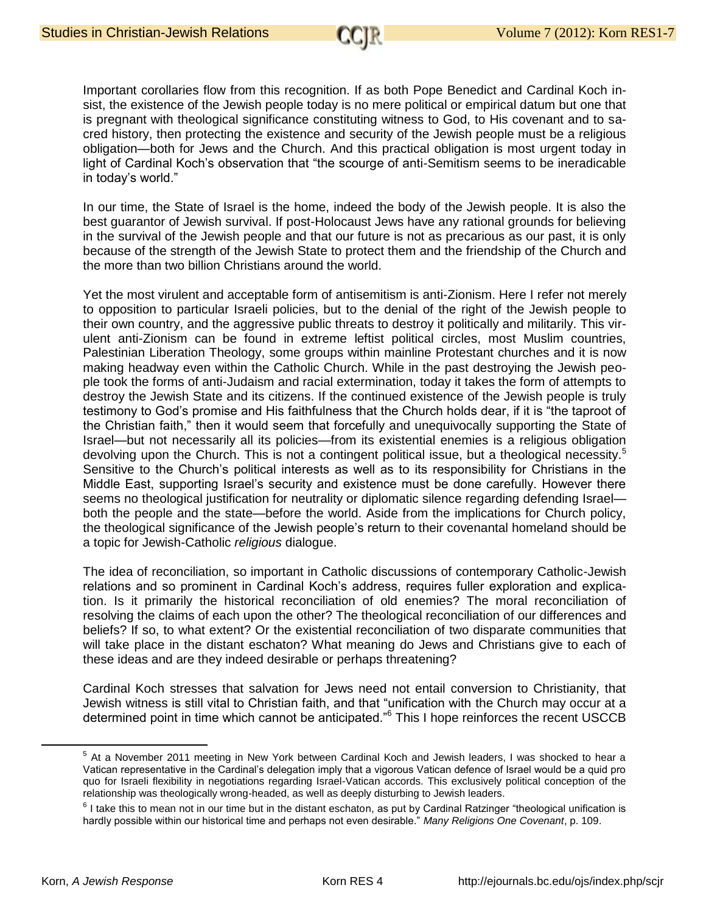Important corollaries flow from this recognition. If as both Pope Benedict and Cardinal Koch insist, the existence of the Jewish people today is no mere political or empirical datum but one that is pregnant with theological significance constituting witness to God, to His covenant and to sacred history, then protecting the existence and security of the Jewish people must be a religious obligation—both for Jews and the Church. And this practical obligation is most urgent today in light of Cardinal Koch's observation that "the scourge of anti-Semitism seems to be ineradicable in today's world."

In our time, the State of Israel is the home, indeed the body of the Jewish people. It is also the best guarantor of Jewish survival. If post-Holocaust Jews have any rational grounds for believing in the survival of the Jewish people and that our future is not as precarious as our past, it is only because of the strength of the Jewish State to protect them and the friendship of the Church and the more than two billion Christians around the world.

Yet the most virulent and acceptable form of antisemitism is anti-Zionism. Here I refer not merely to opposition to particular Israeli policies, but to the denial of the right of the Jewish people to their own country, and the aggressive public threats to destroy it politically and militarily. This virulent anti-Zionism can be found in extreme leftist political circles, most Muslim countries, Palestinian Liberation Theology, some groups within mainline Protestant churches and it is now making headway even within the Catholic Church. While in the past destroying the Jewish people took the forms of anti-Judaism and racial extermination, today it takes the form of attempts to destroy the Jewish State and its citizens. If the continued existence of the Jewish people is truly testimony to God's promise and His faithfulness that the Church holds dear, if it is "the taproot of the Christian faith," then it would seem that forcefully and unequivocally supporting the State of Israel—but not necessarily all its policies—from its existential enemies is a religious obligation devolving upon the Church. This is not a contingent political issue, but a theological necessity.[5] Sensitive to the Church's political interests as well as to its responsibility for Christians in the Middle East, supporting Israel's security and existence must be done carefully. However there seems no theological justification for neutrality or diplomatic silence regarding defending Israel—both the people and the state—before the world. Aside from the implications for Church policy, the theological significance of the Jewish people's return to their covenantal homeland should be a topic for Jewish-Catholic *religious* dialogue.

The idea of reconciliation, so important in Catholic discussions of contemporary Catholic-Jewish relations and so prominent in Cardinal Koch's address, requires fuller exploration and explication. Is it primarily the historical reconciliation of old enemies? The moral reconciliation of resolving the claims of each upon the other? The theological reconciliation of our differences and beliefs? If so, to what extent? Or the existential reconciliation of two disparate communities that will take place in the distant eschaton? What meaning do Jews and Christians give to each of these ideas and are they indeed desirable or perhaps threatening?

Cardinal Koch stresses that salvation for Jews need not entail conversion to Christianity, that Jewish witness is still vital to Christian faith, and that "unification with the Church may occur at a determined point in time which cannot be anticipated."[6] This I hope reinforces the recent USCCB

---

[5] At a November 2011 meeting in New York between Cardinal Koch and Jewish leaders, I was shocked to hear a Vatican representative in the Cardinal's delegation imply that a vigorous Vatican defence of Israel would be a quid pro quo for Israeli flexibility in negotiations regarding Israel-Vatican accords. This exclusively political conception of the relationship was theologically wrong-headed, as well as deeply disturbing to Jewish leaders.

[6] I take this to mean not in our time but in the distant eschaton, as put by Cardinal Ratzinger "theological unification is hardly possible within our historical time and perhaps not even desirable." *Many Religions One Covenant*, p. 109.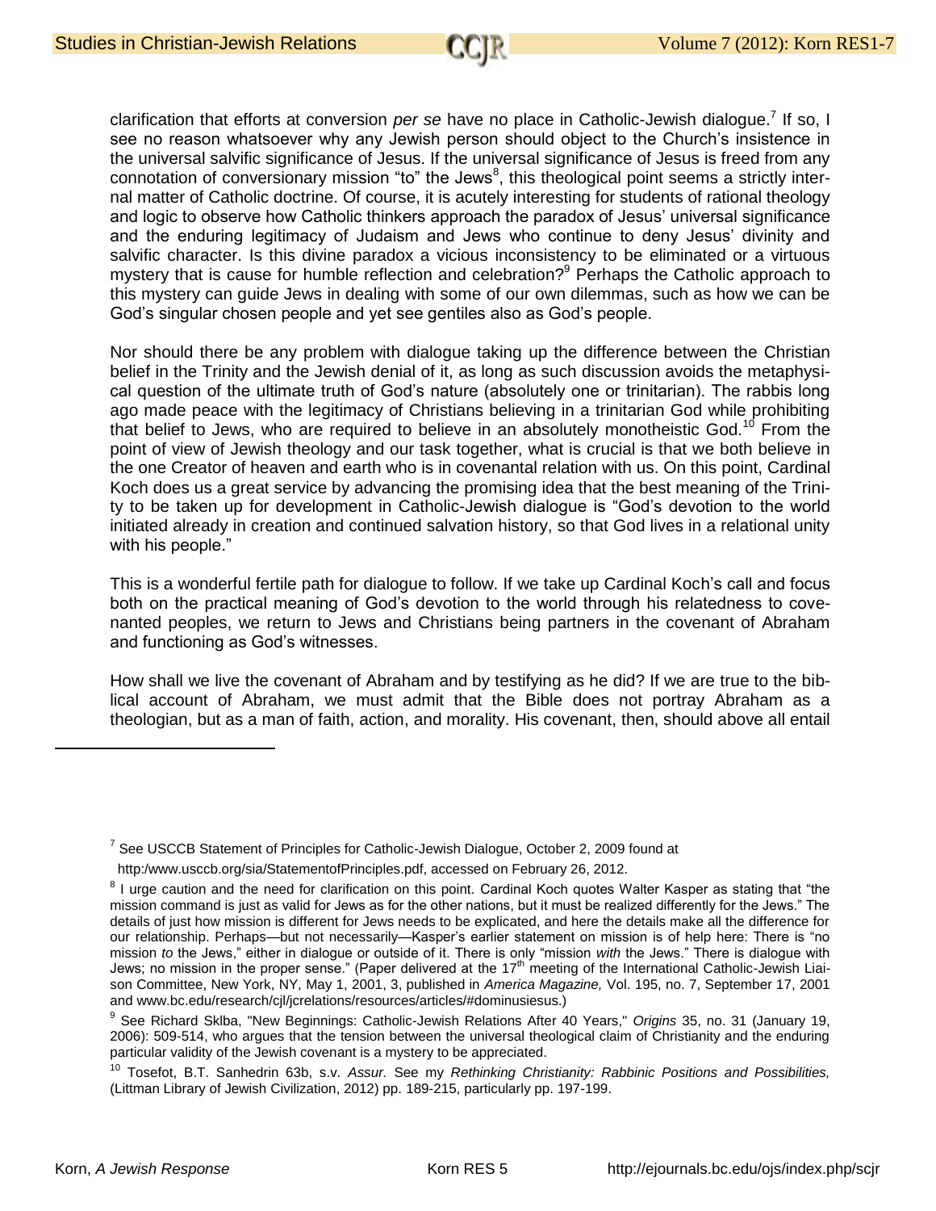clarification that efforts at conversion *per se* have no place in Catholic-Jewish dialogue.[7] If so, I see no reason whatsoever why any Jewish person should object to the Church's insistence in the universal salvific significance of Jesus. If the universal significance of Jesus is freed from any connotation of conversionary mission "to" the Jews[8], this theological point seems a strictly internal matter of Catholic doctrine. Of course, it is acutely interesting for students of rational theology and logic to observe how Catholic thinkers approach the paradox of Jesus' universal significance and the enduring legitimacy of Judaism and Jews who continue to deny Jesus' divinity and salvific character. Is this divine paradox a vicious inconsistency to be eliminated or a virtuous mystery that is cause for humble reflection and celebration?[9] Perhaps the Catholic approach to this mystery can guide Jews in dealing with some of our own dilemmas, such as how we can be God's singular chosen people and yet see gentiles also as God's people.

Nor should there be any problem with dialogue taking up the difference between the Christian belief in the Trinity and the Jewish denial of it, as long as such discussion avoids the metaphysical question of the ultimate truth of God's nature (absolutely one or trinitarian). The rabbis long ago made peace with the legitimacy of Christians believing in a trinitarian God while prohibiting that belief to Jews, who are required to believe in an absolutely monotheistic God.[10] From the point of view of Jewish theology and our task together, what is crucial is that we both believe in the one Creator of heaven and earth who is in covenantal relation with us. On this point, Cardinal Koch does us a great service by advancing the promising idea that the best meaning of the Trinity to be taken up for development in Catholic-Jewish dialogue is "God's devotion to the world initiated already in creation and continued salvation history, so that God lives in a relational unity with his people."

This is a wonderful fertile path for dialogue to follow. If we take up Cardinal Koch's call and focus both on the practical meaning of God's devotion to the world through his relatedness to covenanted peoples, we return to Jews and Christians being partners in the covenant of Abraham and functioning as God's witnesses.

How shall we live the covenant of Abraham and by testifying as he did? If we are true to the biblical account of Abraham, we must admit that the Bible does not portray Abraham as a theologian, but as a man of faith, action, and morality. His covenant, then, should above all entail

---

[7] See USCCB Statement of Principles for Catholic-Jewish Dialogue, October 2, 2009 found at http:/www.usccb.org/sia/StatementofPrinciples.pdf, accessed on February 26, 2012.

[8] I urge caution and the need for clarification on this point. Cardinal Koch quotes Walter Kasper as stating that "the mission command is just as valid for Jews as for the other nations, but it must be realized differently for the Jews." The details of just how mission is different for Jews needs to be explicated, and here the details make all the difference for our relationship. Perhaps—but not necessarily—Kasper's earlier statement on mission is of help here: There is "no mission *to* the Jews," either in dialogue or outside of it. There is only "mission *with* the Jews." There is dialogue with Jews; no mission in the proper sense." (Paper delivered at the 17th meeting of the International Catholic-Jewish Liaison Committee, New York, NY, May 1, 2001, 3, published in *America Magazine,* Vol. 195, no. 7, September 17, 2001 and www.bc.edu/research/cjl/jcrelations/resources/articles/#dominusiesus.)

[9] See Richard Sklba, "New Beginnings: Catholic-Jewish Relations After 40 Years," *Origins* 35, no. 31 (January 19, 2006): 509-514, who argues that the tension between the universal theological claim of Christianity and the enduring particular validity of the Jewish covenant is a mystery to be appreciated.

[10] Tosefot, B.T. Sanhedrin 63b, s.v. *Assur.* See my *Rethinking Christianity: Rabbinic Positions and Possibilities,* (Littman Library of Jewish Civilization, 2012) pp. 189-215, particularly pp. 197-199.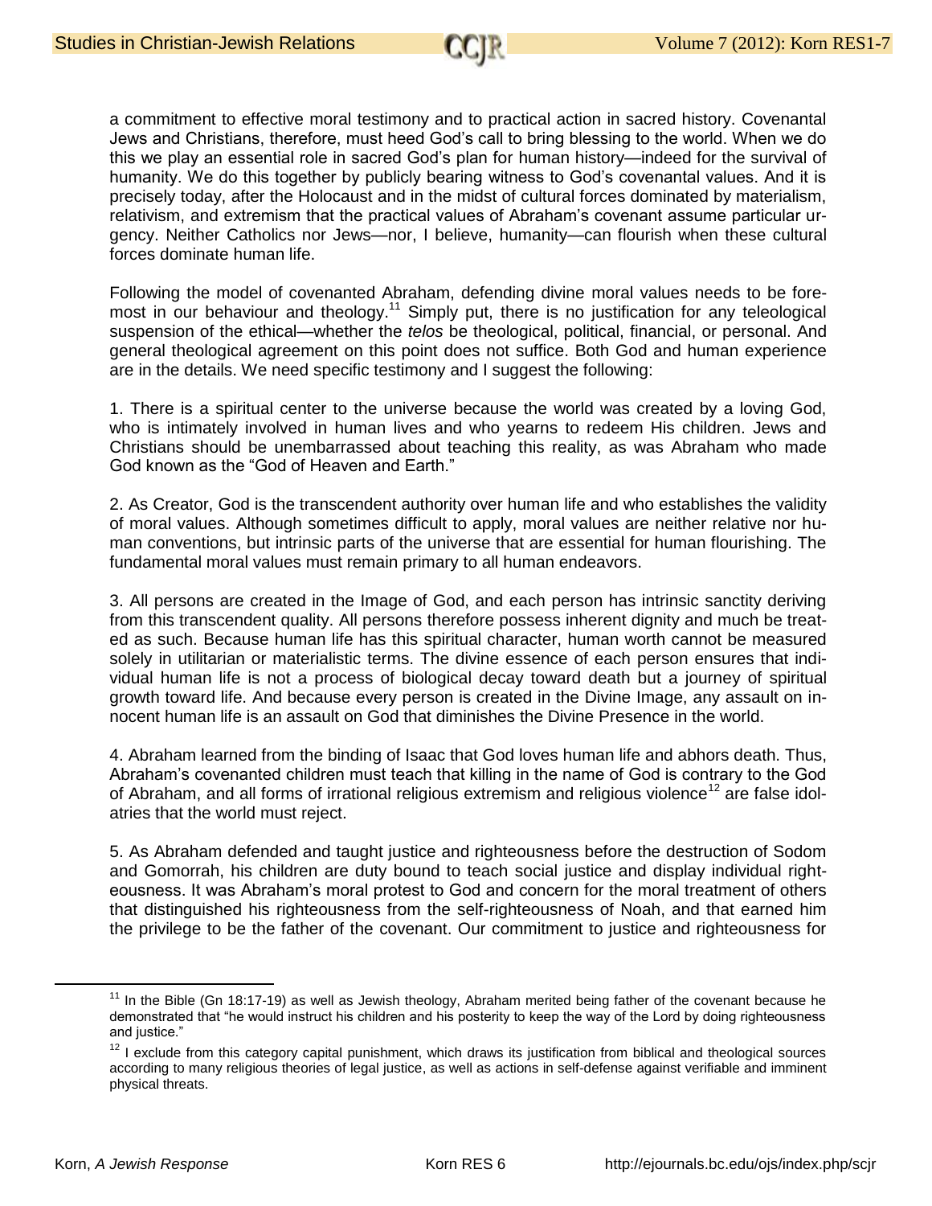a commitment to effective moral testimony and to practical action in sacred history. Covenantal Jews and Christians, therefore, must heed God's call to bring blessing to the world. When we do this we play an essential role in sacred God's plan for human history—indeed for the survival of humanity. We do this together by publicly bearing witness to God's covenantal values. And it is precisely today, after the Holocaust and in the midst of cultural forces dominated by materialism, relativism, and extremism that the practical values of Abraham's covenant assume particular urgency. Neither Catholics nor Jews—nor, I believe, humanity—can flourish when these cultural forces dominate human life.

Following the model of covenanted Abraham, defending divine moral values needs to be foremost in our behaviour and theology.[11] Simply put, there is no justification for any teleological suspension of the ethical—whether the *telos* be theological, political, financial, or personal. And general theological agreement on this point does not suffice. Both God and human experience are in the details. We need specific testimony and I suggest the following:

1. There is a spiritual center to the universe because the world was created by a loving God, who is intimately involved in human lives and who yearns to redeem His children. Jews and Christians should be unembarrassed about teaching this reality, as was Abraham who made God known as the "God of Heaven and Earth."

2. As Creator, God is the transcendent authority over human life and who establishes the validity of moral values. Although sometimes difficult to apply, moral values are neither relative nor human conventions, but intrinsic parts of the universe that are essential for human flourishing. The fundamental moral values must remain primary to all human endeavors.

3. All persons are created in the Image of God, and each person has intrinsic sanctity deriving from this transcendent quality. All persons therefore possess inherent dignity and much be treated as such. Because human life has this spiritual character, human worth cannot be measured solely in utilitarian or materialistic terms. The divine essence of each person ensures that individual human life is not a process of biological decay toward death but a journey of spiritual growth toward life. And because every person is created in the Divine Image, any assault on innocent human life is an assault on God that diminishes the Divine Presence in the world.

4. Abraham learned from the binding of Isaac that God loves human life and abhors death. Thus, Abraham's covenanted children must teach that killing in the name of God is contrary to the God of Abraham, and all forms of irrational religious extremism and religious violence[12] are false idolatries that the world must reject.

5. As Abraham defended and taught justice and righteousness before the destruction of Sodom and Gomorrah, his children are duty bound to teach social justice and display individual righteousness. It was Abraham's moral protest to God and concern for the moral treatment of others that distinguished his righteousness from the self-righteousness of Noah, and that earned him the privilege to be the father of the covenant. Our commitment to justice and righteousness for

---

[11] In the Bible (Gn 18:17-19) as well as Jewish theology, Abraham merited being father of the covenant because he demonstrated that "he would instruct his children and his posterity to keep the way of the Lord by doing righteousness and justice."

[12] I exclude from this category capital punishment, which draws its justification from biblical and theological sources according to many religious theories of legal justice, as well as actions in self-defense against verifiable and imminent physical threats.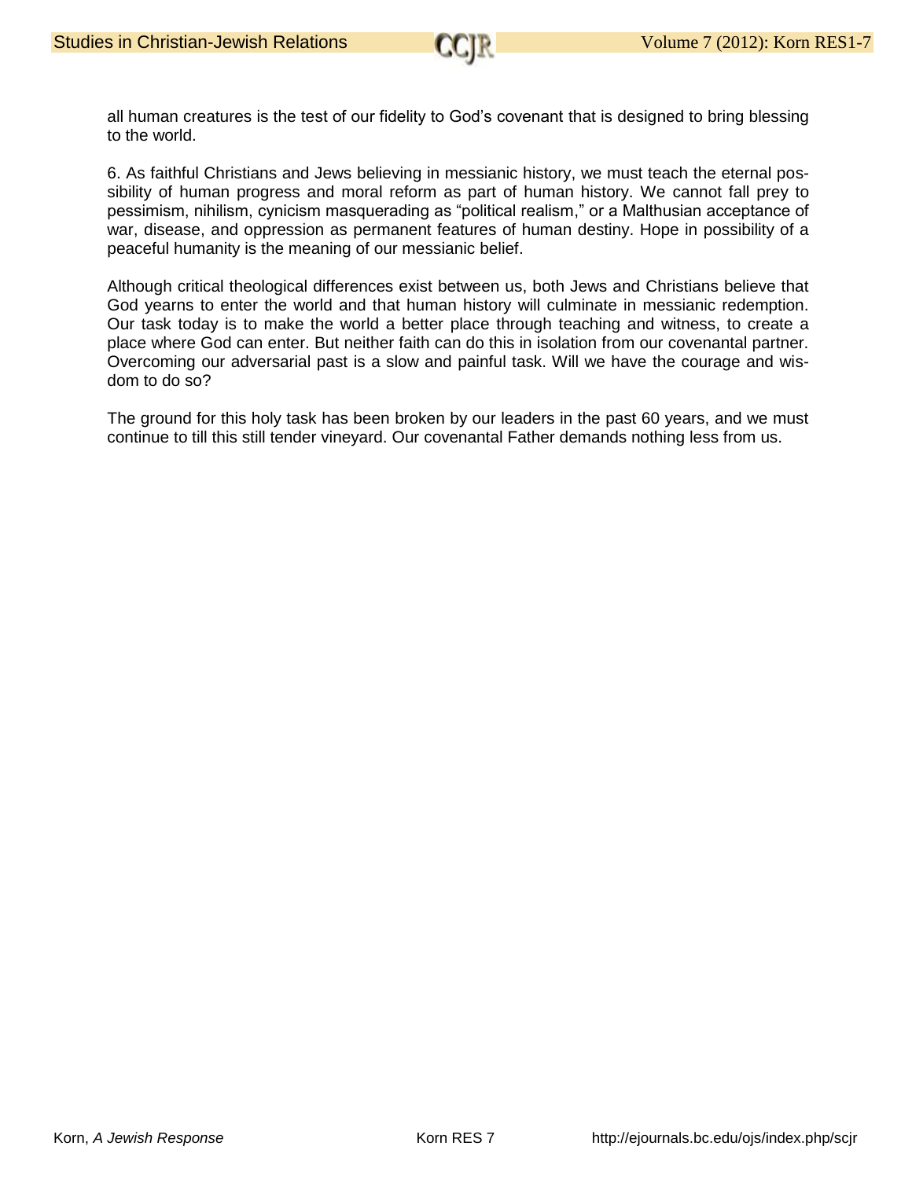all human creatures is the test of our fidelity to God's covenant that is designed to bring blessing to the world.

6. As faithful Christians and Jews believing in messianic history, we must teach the eternal possibility of human progress and moral reform as part of human history. We cannot fall prey to pessimism, nihilism, cynicism masquerading as "political realism," or a Malthusian acceptance of war, disease, and oppression as permanent features of human destiny. Hope in possibility of a peaceful humanity is the meaning of our messianic belief.

Although critical theological differences exist between us, both Jews and Christians believe that God yearns to enter the world and that human history will culminate in messianic redemption. Our task today is to make the world a better place through teaching and witness, to create a place where God can enter. But neither faith can do this in isolation from our covenantal partner. Overcoming our adversarial past is a slow and painful task. Will we have the courage and wisdom to do so?

The ground for this holy task has been broken by our leaders in the past 60 years, and we must continue to till this still tender vineyard. Our covenantal Father demands nothing less from us.